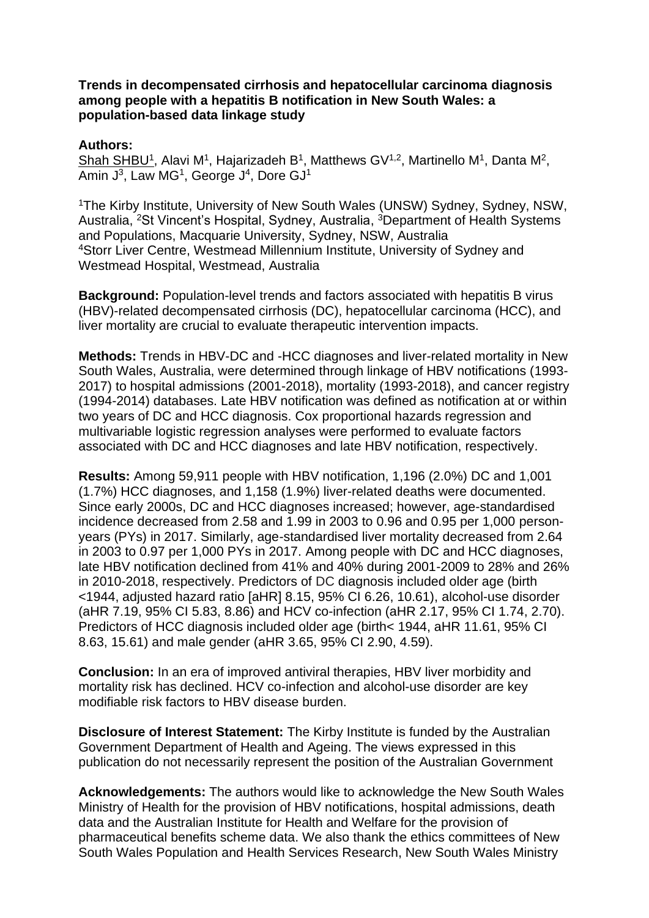**Trends in decompensated cirrhosis and hepatocellular carcinoma diagnosis among people with a hepatitis B notification in New South Wales: a population-based data linkage study**

**Authors:**

Shah SHBU[1], Alavi M[1], Hajarizadeh B[1], Matthews GV[1,2], Martinello M[1], Danta M[2], Amin J[3], Law MG[1], George J[4], Dore GJ[1]

[1]The Kirby Institute, University of New South Wales (UNSW) Sydney, Sydney, NSW, Australia, [2]St Vincent's Hospital, Sydney, Australia, [3]Department of Health Systems and Populations, Macquarie University, Sydney, NSW, Australia
[4]Storr Liver Centre, Westmead Millennium Institute, University of Sydney and Westmead Hospital, Westmead, Australia

**Background:** Population-level trends and factors associated with hepatitis B virus (HBV)-related decompensated cirrhosis (DC), hepatocellular carcinoma (HCC), and liver mortality are crucial to evaluate therapeutic intervention impacts.

**Methods:** Trends in HBV-DC and -HCC diagnoses and liver-related mortality in New South Wales, Australia, were determined through linkage of HBV notifications (1993-2017) to hospital admissions (2001-2018), mortality (1993-2018), and cancer registry (1994-2014) databases. Late HBV notification was defined as notification at or within two years of DC and HCC diagnosis. Cox proportional hazards regression and multivariable logistic regression analyses were performed to evaluate factors associated with DC and HCC diagnoses and late HBV notification, respectively.

**Results:** Among 59,911 people with HBV notification, 1,196 (2.0%) DC and 1,001 (1.7%) HCC diagnoses, and 1,158 (1.9%) liver-related deaths were documented. Since early 2000s, DC and HCC diagnoses increased; however, age-standardised incidence decreased from 2.58 and 1.99 in 2003 to 0.96 and 0.95 per 1,000 person-years (PYs) in 2017. Similarly, age-standardised liver mortality decreased from 2.64 in 2003 to 0.97 per 1,000 PYs in 2017. Among people with DC and HCC diagnoses, late HBV notification declined from 41% and 40% during 2001-2009 to 28% and 26% in 2010-2018, respectively. Predictors of DC diagnosis included older age (birth <1944, adjusted hazard ratio [aHR] 8.15, 95% CI 6.26, 10.61), alcohol-use disorder (aHR 7.19, 95% CI 5.83, 8.86) and HCV co-infection (aHR 2.17, 95% CI 1.74, 2.70). Predictors of HCC diagnosis included older age (birth< 1944, aHR 11.61, 95% CI 8.63, 15.61) and male gender (aHR 3.65, 95% CI 2.90, 4.59).

**Conclusion:** In an era of improved antiviral therapies, HBV liver morbidity and mortality risk has declined. HCV co-infection and alcohol-use disorder are key modifiable risk factors to HBV disease burden.

**Disclosure of Interest Statement:** The Kirby Institute is funded by the Australian Government Department of Health and Ageing. The views expressed in this publication do not necessarily represent the position of the Australian Government

**Acknowledgements:** The authors would like to acknowledge the New South Wales Ministry of Health for the provision of HBV notifications, hospital admissions, death data and the Australian Institute for Health and Welfare for the provision of pharmaceutical benefits scheme data. We also thank the ethics committees of New South Wales Population and Health Services Research, New South Wales Ministry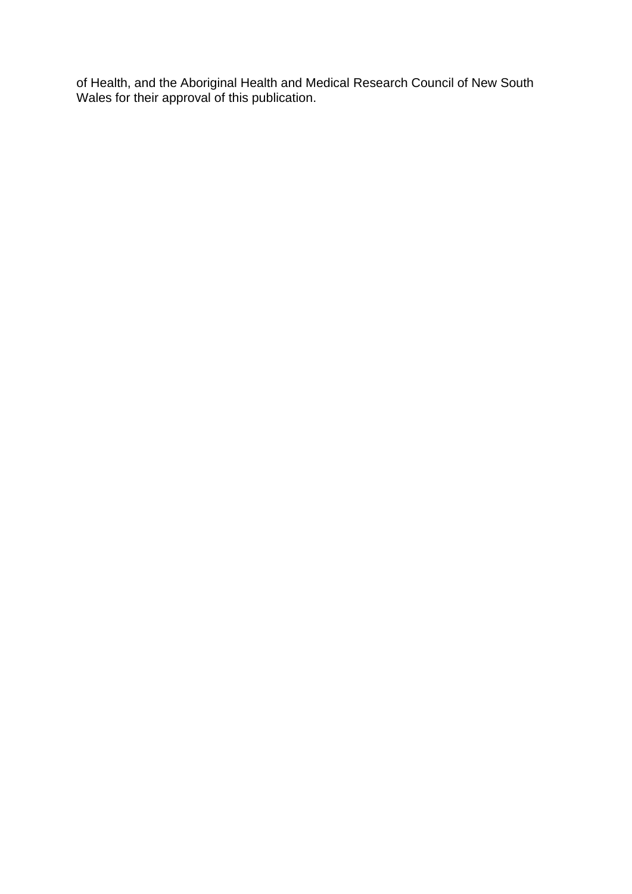of Health, and the Aboriginal Health and Medical Research Council of New South Wales for their approval of this publication.